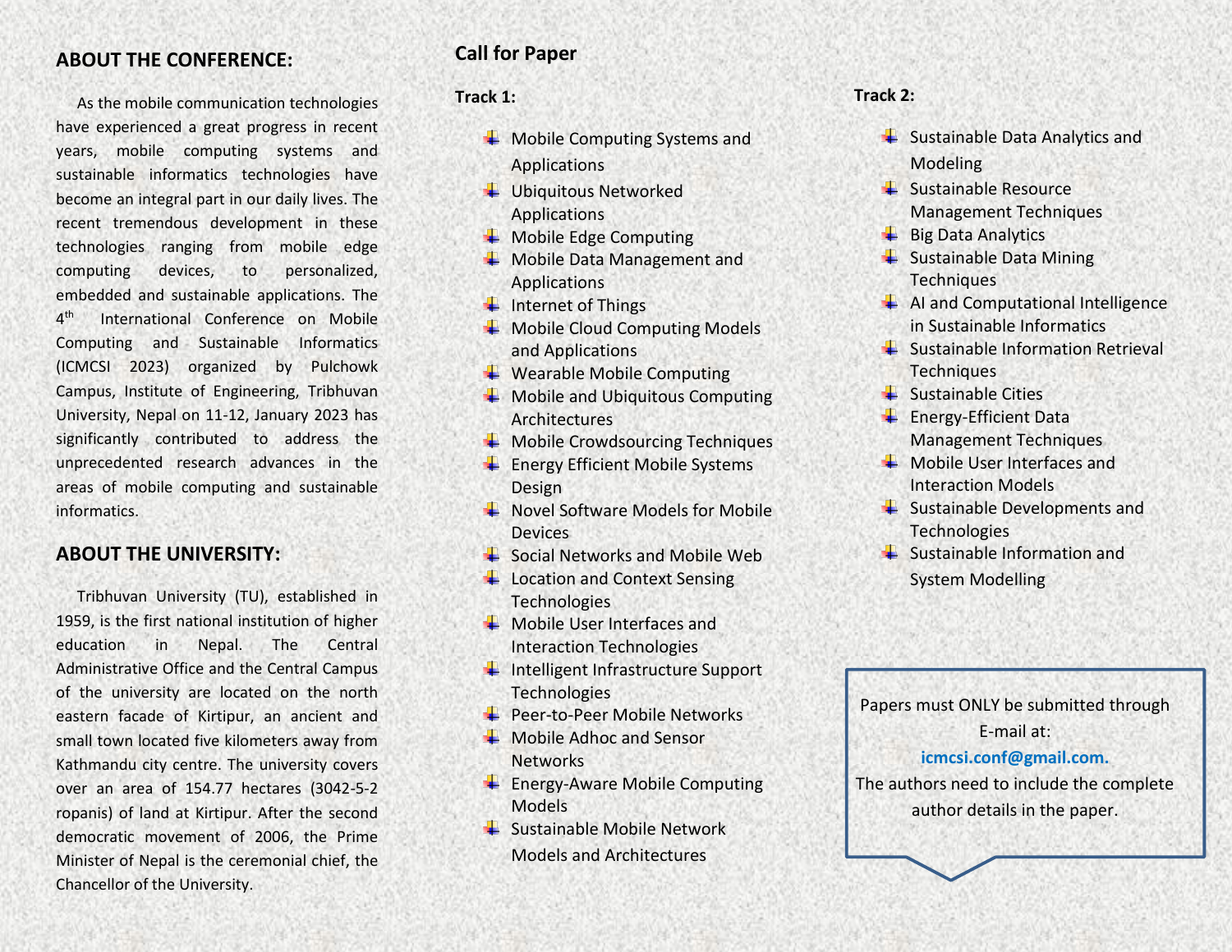## ABOUT THE CONFERENCE:

As the mobile communication technologies have experienced a great progress in recent years, mobile computing systems and sustainable informatics technologies have become an integral part in our daily lives. The recent tremendous development in these technologies ranging from mobile edge computing devices, to personalized, embedded and sustainable applications. The 4th International Conference on Mobile Computing and Sustainable Informatics (ICMCSI 2023) organized by Pulchowk Campus, Institute of Engineering, Tribhuvan University, Nepal on 11-12, January 2023 has significantly contributed to address the unprecedented research advances in the areas of mobile computing and sustainable informatics.

## ABOUT THE UNIVERSITY:

Tribhuvan University (TU), established in 1959, is the first national institution of higher education in Nepal. The Central Administrative Office and the Central Campus of the university are located on the north eastern facade of Kirtipur, an ancient and small town located five kilometers away from Kathmandu city centre. The university covers over an area of 154.77 hectares (3042-5-2 ropanis) of land at Kirtipur. After the second democratic movement of 2006, the Prime Minister of Nepal is the ceremonial chief, the Chancellor of the University.

## Call for Paper

### Track 1:

- Mobile Computing Systems and Applications
- Ubiquitous Networked Applications
- Mobile Edge Computing
- Mobile Data Management and Applications
- Internet of Things
- Mobile Cloud Computing Models and Applications
- Wearable Mobile Computing
- Mobile and Ubiquitous Computing Architectures
- Mobile Crowdsourcing Techniques
- Energy Efficient Mobile Systems Design
- Novel Software Models for Mobile Devices
- Social Networks and Mobile Web
- Location and Context Sensing Technologies
- Mobile User Interfaces and Interaction Technologies
- Intelligent Infrastructure Support Technologies
- Peer-to-Peer Mobile Networks
- Mobile Adhoc and Sensor Networks
- Energy-Aware Mobile Computing Models
- Sustainable Mobile Network Models and Architectures

### Track 2:

- Sustainable Data Analytics and Modeling
- Sustainable Resource Management Techniques
- Big Data Analytics
- Sustainable Data Mining Techniques
- AI and Computational Intelligence in Sustainable Informatics
- Sustainable Information Retrieval Techniques
- Sustainable Cities
- Energy-Efficient Data Management Techniques
- Mobile User Interfaces and Interaction Models
- Sustainable Developments and Technologies
- Sustainable Information and System Modelling

Papers must ONLY be submitted through E-mail at: **icmcsi.conf@gmail.com.**

The authors need to include the complete author details in the paper.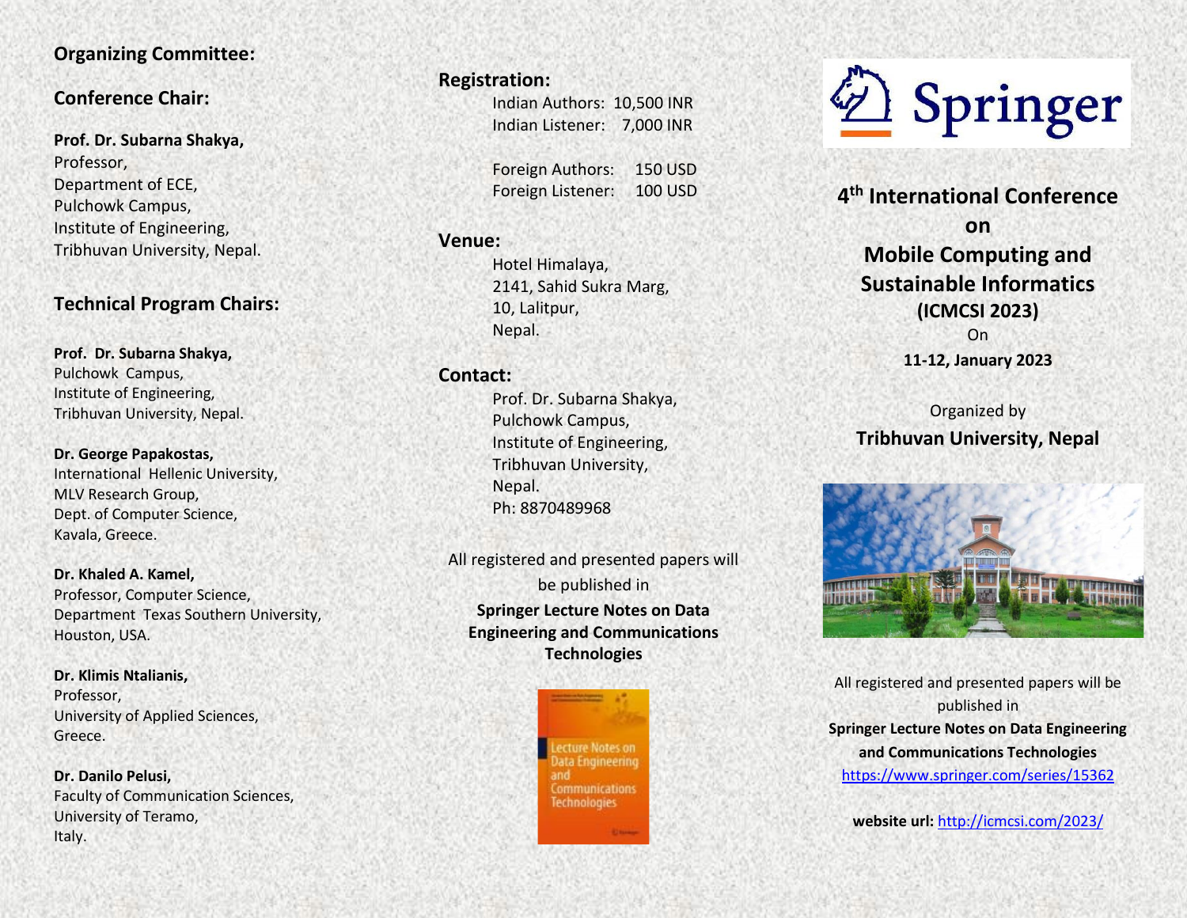## Organizing Committee:

### Conference Chair:

**Prof. Dr. Subarna Shakya,**
Professor,
Department of ECE,
Pulchowk Campus,
Institute of Engineering,
Tribhuvan University, Nepal.

### Technical Program Chairs:

**Prof. Dr. Subarna Shakya,**
Pulchowk Campus,
Institute of Engineering,
Tribhuvan University, Nepal.

**Dr. George Papakostas,**
International Hellenic University,
MLV Research Group,
Dept. of Computer Science,
Kavala, Greece.

**Dr. Khaled A. Kamel,**
Professor, Computer Science,
Department Texas Southern University,
Houston, USA.

**Dr. Klimis Ntalianis,**
Professor,
University of Applied Sciences,
Greece.

**Dr. Danilo Pelusi,**
Faculty of Communication Sciences,
University of Teramo,
Italy.

### Registration:

Indian Authors: 10,500 INR
Indian Listener: 7,000 INR

Foreign Authors: 150 USD
Foreign Listener: 100 USD

### Venue:

Hotel Himalaya,
2141, Sahid Sukra Marg,
10, Lalitpur,
Nepal.

### Contact:

Prof. Dr. Subarna Shakya,
Pulchowk Campus,
Institute of Engineering,
Tribhuvan University,
Nepal.
Ph: 8870489968

All registered and presented papers will be published in

**Springer Lecture Notes on Data Engineering and Communications Technologies**

Springer

# 4th International Conference on Mobile Computing and Sustainable Informatics (ICMCSI 2023)

On

**11-12, January 2023**

Organized by

**Tribhuvan University, Nepal**

All registered and presented papers will be published in

**Springer Lecture Notes on Data Engineering and Communications Technologies**

https://www.springer.com/series/15362

**website url:** http://icmcsi.com/2023/